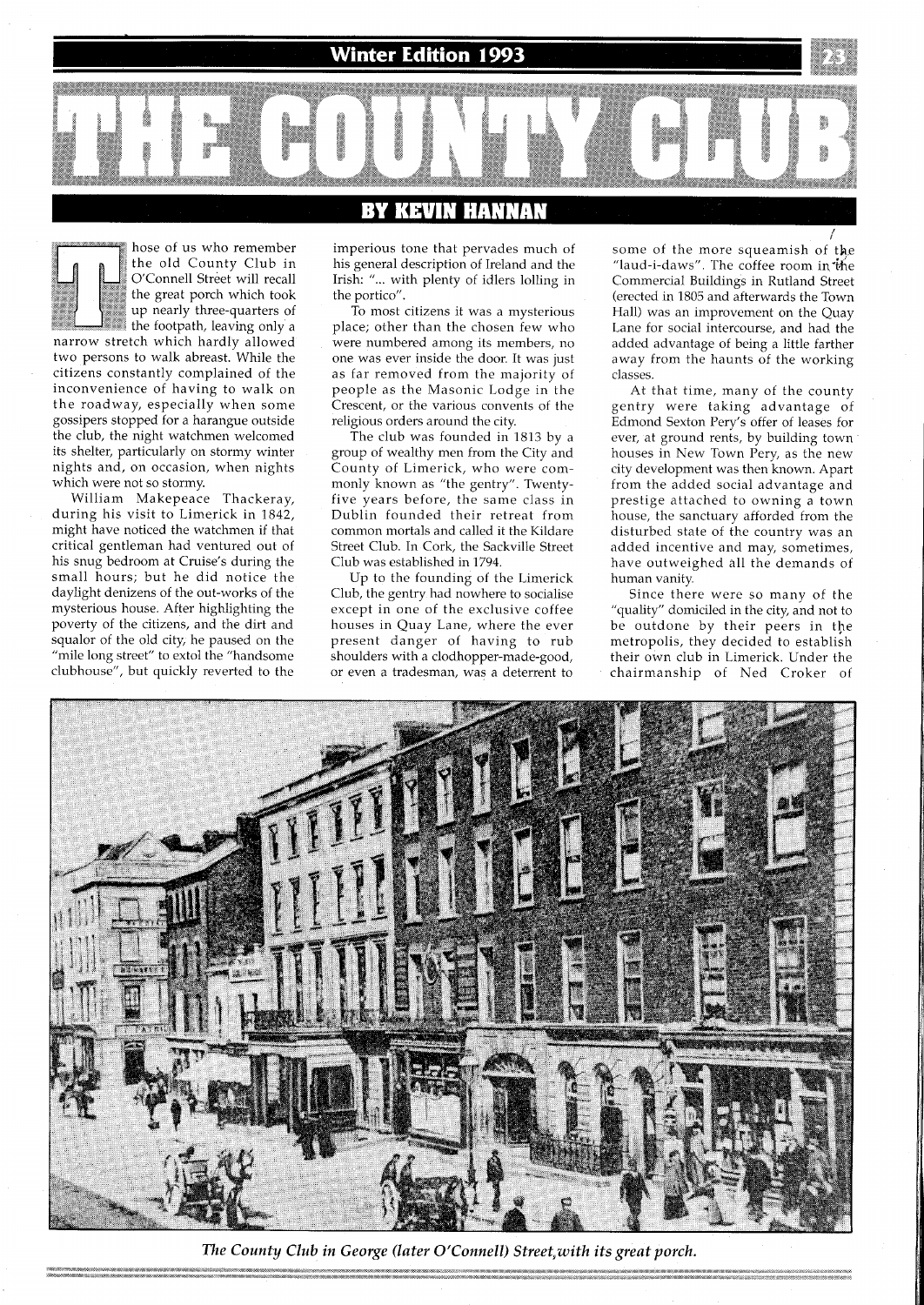# THE COUNTY CLUB

## BY KEVIN HANNAN

Those of us who remember the old County Club in O'Connell Street will recall the great porch which took up nearly three-quarters of the footpath, leaving only a narrow stretch which hardly allowed two persons to walk abreast. While the citizens constantly complained of the inconvenience of having to walk on the roadway, especially when some gossipers stopped for a harangue outside the club, the night watchmen welcomed its shelter, particularly on stormy winter nights and, on occasion, when nights which were not so stormy.

William Makepeace Thackeray, during his visit to Limerick in 1842, might have noticed the watchmen if that critical gentleman had ventured out of his snug bedroom at Cruise's during the small hours; but he did notice the daylight denizens of the out-works of the mysterious house. After highlighting the poverty of the citizens, and the dirt and squalor of the old city, he paused on the "mile long street" to extol the "handsome clubhouse", but quickly reverted to the imperious tone that pervades much of his general description of Ireland and the Irish: "... with plenty of idlers lolling in the portico".

To most citizens it was a mysterious place; other than the chosen few who were numbered among its members, no one was ever inside the door. It was just as far removed from the majority of people as the Masonic Lodge in the Crescent, or the various convents of the religious orders around the city.

The club was founded in 1813 by a group of wealthy men from the City and County of Limerick, who were commonly known as "the gentry". Twenty-five years before, the same class in Dublin founded their retreat from common mortals and called it the Kildare Street Club. In Cork, the Sackville Street Club was established in 1794.

Up to the founding of the Limerick Club, the gentry had nowhere to socialise except in one of the exclusive coffee houses in Quay Lane, where the ever present danger of having to rub shoulders with a clodhopper-made-good, or even a tradesman, was a deterrent to some of the more squeamish of the "laud-i-daws". The coffee room in the Commercial Buildings in Rutland Street (erected in 1805 and afterwards the Town Hall) was an improvement on the Quay Lane for social intercourse, and had the added advantage of being a little farther away from the haunts of the working classes.

At that time, many of the county gentry were taking advantage of Edmond Sexton Pery's offer of leases for ever, at ground rents, by building town houses in New Town Pery, as the new city development was then known. Apart from the added social advantage and prestige attached to owning a town house, the sanctuary afforded from the disturbed state of the country was an added incentive and may, sometimes, have outweighed all the demands of human vanity.

Since there were so many of the "quality" domiciled in the city, and not to be outdone by their peers in the metropolis, they decided to establish their own club in Limerick. Under the chairmanship of Ned Croker of

*The County Club in George (later O'Connell) Street, with its great porch.*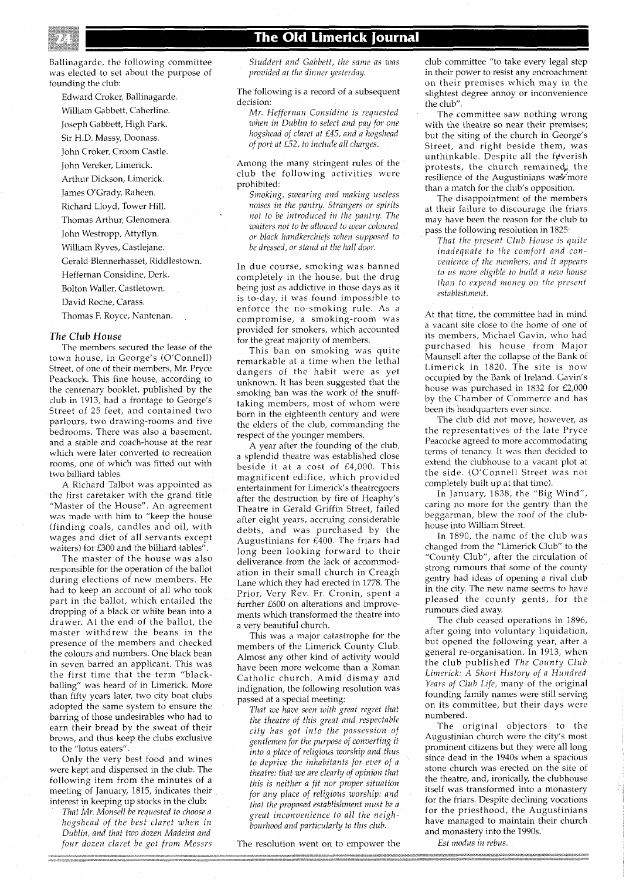Ballinagarde, the following committee was elected to set about the purpose of founding the club:

Edward Croker, Ballinagarde.
William Gabbett, Caherline.
Joseph Gabbett, High Park.
Sir H.D. Massy, Doonass.
John Croker, Croom Castle.
John Vereker, Limerick.
Arthur Dickson, Limerick.
James O'Grady, Raheen.
Richard Lloyd, Tower Hill.
Thomas Arthur, Glenomera.
John Westropp, Attyflyn.
William Ryves, Castlejane.
Gerald Blennerhasset, Riddlestown.
Heffernan Considine, Derk.
Bolton Waller, Castletown.
David Roche, Carass.
Thomas F. Royce, Nantenan.

### *The Club House*

The members secured the lease of the town house, in George's (O'Connell) Street, of one of their members, Mr. Pryce Peackock. This fine house, according to the centenary booklet, published by the club in 1913, had a frontage to George's Street of 25 feet, and contained two parlours, two drawing-rooms and five bedrooms. There was also a basement, and a stable and coach-house at the rear which were later converted to recreation rooms, one of which was fitted out with two billiard tables.

A Richard Talbot was appointed as the first caretaker with the grand title "Master of the House". An agreement was made with him to "keep the house (finding coals, candles and oil, with wages and diet of all servants except waiters) for £300 and the billiard tables".

The master of the house was also responsible for the operation of the ballot during elections of new members. He had to keep an account of all who took part in the ballot, which entailed the dropping of a black or white bean into a drawer. At the end of the ballot, the master withdrew the beans in the presence of the members and checked the colours and numbers. One black bean in seven barred an applicant. This was the first time that the term "black-balling" was heard of in Limerick. More than fifty years later, two city boat clubs adopted the same system to ensure the barring of those undesirables who had to earn their bread by the sweat of their brows, and thus keep the clubs exclusive to the "lotus eaters".

Only the very best food and wines were kept and dispensed in the club. The following item from the minutes of a meeting of January, 1815, indicates their interest in keeping up stocks in the club:

> *That Mr. Monsell be requested to choose a hogshead of the best claret when in Dublin, and that two dozen Madeira and four dozen claret be got from Messrs Studdert and Gabbett, the same as was provided at the dinner yesterday.*

The following is a record of a subsequent decision:

> *Mr. Heffernan Considine is requested when in Dublin to select and pay for one hogshead of claret at £45, and a hogshead of port at £52, to include all charges.*

Among the many stringent rules of the club the following activities were prohibited:

> *Smoking, swearing and making useless noises in the pantry. Strangers or spirits not to be introduced in the pantry. The waiters not to be allowed to wear coloured or black handkerchiefs when supposed to be dressed, or stand at the hall door.*

In due course, smoking was banned completely in the house, but the drug being just as addictive in those days as it is to-day, it was found impossible to enforce the no-smoking rule. As a compromise, a smoking-room was provided for smokers, which accounted for the great majority of members.

This ban on smoking was quite remarkable at a time when the lethal dangers of the habit were as yet unknown. It has been suggested that the smoking ban was the work of the snuff-taking members, most of whom were born in the eighteenth century and were the elders of the club, commanding the respect of the younger members.

A year after the founding of the club, a splendid theatre was established close beside it at a cost of £4,000. This magnificent edifice, which provided entertainment for Limerick's theatregoers after the destruction by fire of Heaphy's Theatre in Gerald Griffin Street, failed after eight years, accruing considerable debts, and was purchased by the Augustinians for £400. The friars had long been looking forward to their deliverance from the lack of accommodation in their small church in Creagh Lane which they had erected in 1778. The Prior, Very Rev. Fr. Cronin, spent a further £600 on alterations and improvements which transformed the theatre into a very beautiful church.

This was a major catastrophe for the members of the Limerick County Club. Almost any other kind of activity would have been more welcome than a Roman Catholic church. Amid dismay and indignation, the following resolution was passed at a special meeting:

> *That we have seen with great regret that the theatre of this great and respectable city has got into the possession of gentlemen for the purpose of converting it into a place of religious worship and thus to deprive the inhabitants for ever of a theatre: that we are clearly of opinion that this is neither a fit nor proper situation for any place of religious worship: and that the proposed establishment must be a great inconvenience to all the neighbourhood and particularly to this club.*

The resolution went on to empower the club committee "to take every legal step in their power to resist any encroachment on their premises which may in the slightest degree annoy or inconvenience the club".

The committee saw nothing wrong with the theatre so near their premises; but the siting of the church in George's Street, and right beside them, was unthinkable. Despite all the feverish protests, the church remained; the resilience of the Augustinians was more than a match for the club's opposition.

The disappointment of the members at their failure to discourage the friars may have been the reason for the club to pass the following resolution in 1825:

> *That the present Club House is quite inadequate to the comfort and convenience of the members, and it appears to us more eligible to build a new house than to expend money on the present establishment.*

At that time, the committee had in mind a vacant site close to the home of one of its members, Michael Gavin, who had purchased his house from Major Maunsell after the collapse of the Bank of Limerick in 1820. The site is now occupied by the Bank of Ireland. Gavin's house was purchased in 1832 for £2,000 by the Chamber of Commerce and has been its headquarters ever since.

The club did not move, however, as the representatives of the late Pryce Peacocke agreed to more accommodating terms of tenancy. It was then decided to extend the clubhouse to a vacant plot at the side. (O'Connell Street was not completely built up at that time).

In January, 1838, the "Big Wind", caring no more for the gentry than the beggarman, blew the roof of the clubhouse into William Street.

In 1890, the name of the club was changed from the "Limerick Club" to the "County Club", after the circulation of strong rumours that some of the county gentry had ideas of opening a rival club in the city. The new name seems to have pleased the county gents, for the rumours died away.

The club ceased operations in 1896, after going into voluntary liquidation, but opened the following year, after a general re-organisation. In 1913, when the club published *The County Club Limerick: A Short History of a Hundred Years of Club Life*, many of the original founding family names were still serving on its committee, but their days were numbered.

The original objectors to the Augustinian church were the city's most prominent citizens but they were all long since dead in the 1940s when a spacious stone church was erected on the site of the theatre, and, ironically, the clubhouse itself was transformed into a monastery for the friars. Despite declining vocations for the priesthood, the Augustinians have managed to maintain their church and monastery into the 1990s.

*Est modus in rebus.*